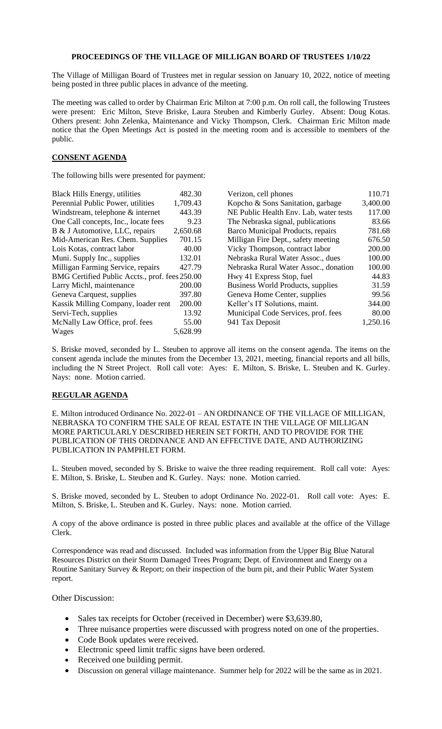**PROCEEDINGS OF THE VILLAGE OF MILLIGAN BOARD OF TRUSTEES 1/10/22**

The Village of Milligan Board of Trustees met in regular session on January 10, 2022, notice of meeting being posted in three public places in advance of the meeting.

The meeting was called to order by Chairman Eric Milton at 7:00 p.m. On roll call, the following Trustees were present: Eric Milton, Steve Briske, Laura Steuben and Kimberly Gurley. Absent: Doug Kotas. Others present: John Zelenka, Maintenance and Vicky Thompson, Clerk. Chairman Eric Milton made notice that the Open Meetings Act is posted in the meeting room and is accessible to members of the public.

**CONSENT AGENDA**

The following bills were presented for payment:

| | | | |
|---|---|---|---|
| Black Hills Energy, utilities | 482.30 | Verizon, cell phones | 110.71 |
| Perennial Public Power, utilities | 1,709.43 | Kopcho & Sons Sanitation, garbage | 3,400.00 |
| Windstream, telephone & internet | 443.39 | NE Public Health Env. Lab, water tests | 117.00 |
| One Call concepts, Inc., locate fees | 9.23 | The Nebraska signal, publications | 83.66 |
| B & J Automotive, LLC, repairs | 2,650.68 | Barco Municipal Products, repairs | 781.68 |
| Mid-American Res. Chem. Supplies | 701.15 | Milligan Fire Dept., safety meeting | 676.50 |
| Lois Kotas, contract labor | 40.00 | Vicky Thompson, contract labor | 200.00 |
| Muni. Supply Inc., supplies | 132.01 | Nebraska Rural Water Assoc., dues | 100.00 |
| Milligan Farming Service, repairs | 427.79 | Nebraska Rural Water Assoc., donation | 100.00 |
| BMG Certified Public Accts., prof. fees | 250.00 | Hwy 41 Express Stop, fuel | 44.83 |
| Larry Michl, maintenance | 200.00 | Business World Products, supplies | 31.59 |
| Geneva Carquest, supplies | 397.80 | Geneva Home Center, supplies | 99.56 |
| Kassik Milling Company, loader rent | 200.00 | Keller's IT Solutions, maint. | 344.00 |
| Servi-Tech, supplies | 13.92 | Municipal Code Services, prof. fees | 80.00 |
| McNally Law Office, prof. fees | 55.00 | 941 Tax Deposit | 1,250.16 |
| Wages | 5,628.99 | | |

S. Briske moved, seconded by L. Steuben to approve all items on the consent agenda. The items on the consent agenda include the minutes from the December 13, 2021, meeting, financial reports and all bills, including the N Street Project. Roll call vote: Ayes: E. Milton, S. Briske, L. Steuben and K. Gurley. Nays: none. Motion carried.

**REGULAR AGENDA**

E. Milton introduced Ordinance No. 2022-01 – AN ORDINANCE OF THE VILLAGE OF MILLIGAN, NEBRASKA TO CONFIRM THE SALE OF REAL ESTATE IN THE VILLAGE OF MILLIGAN MORE PARTICULARLY DESCRIBED HEREIN SET FORTH, AND TO PROVIDE FOR THE PUBLICATION OF THIS ORDINANCE AND AN EFFECTIVE DATE, AND AUTHORIZING PUBLICATION IN PAMPHLET FORM.

L. Steuben moved, seconded by S. Briske to waive the three reading requirement. Roll call vote: Ayes: E. Milton, S. Briske, L. Steuben and K. Gurley. Nays: none. Motion carried.

S. Briske moved, seconded by L. Steuben to adopt Ordinance No. 2022-01. Roll call vote: Ayes: E. Milton, S. Briske, L. Steuben and K. Gurley. Nays: none. Motion carried.

A copy of the above ordinance is posted in three public places and available at the office of the Village Clerk.

Correspondence was read and discussed. Included was information from the Upper Big Blue Natural Resources District on their Storm Damaged Trees Program; Dept. of Environment and Energy on a Routine Sanitary Survey & Report; on their inspection of the burn pit, and their Public Water System report.

Other Discussion:

- Sales tax receipts for October (received in December) were $3,639.80,
- Three nuisance properties were discussed with progress noted on one of the properties.
- Code Book updates were received.
- Electronic speed limit traffic signs have been ordered.
- Received one building permit.
- Discussion on general village maintenance. Summer help for 2022 will be the same as in 2021.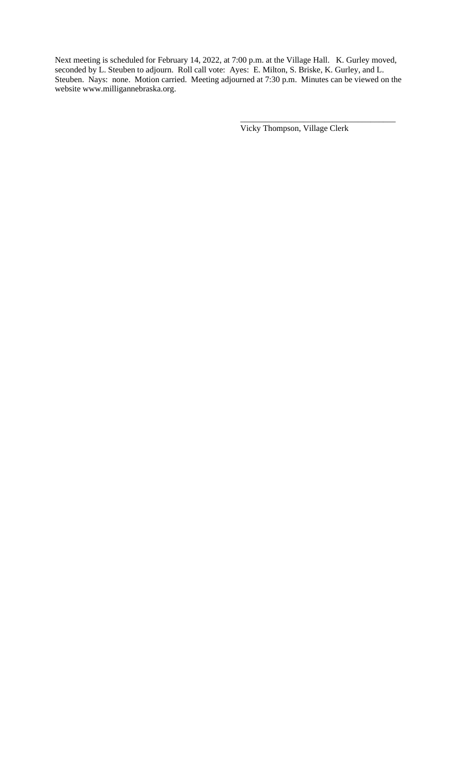Next meeting is scheduled for February 14, 2022, at 7:00 p.m. at the Village Hall. K. Gurley moved, seconded by L. Steuben to adjourn. Roll call vote: Ayes: E. Milton, S. Briske, K. Gurley, and L. Steuben. Nays: none. Motion carried. Meeting adjourned at 7:30 p.m. Minutes can be viewed on the website www.millignannebraska.org.

\_\_\_\_\_\_\_\_\_\_\_\_\_\_\_\_\_\_\_\_\_\_\_\_\_\_\_\_\_\_\_\_\_\_\_\_

Vicky Thompson, Village Clerk